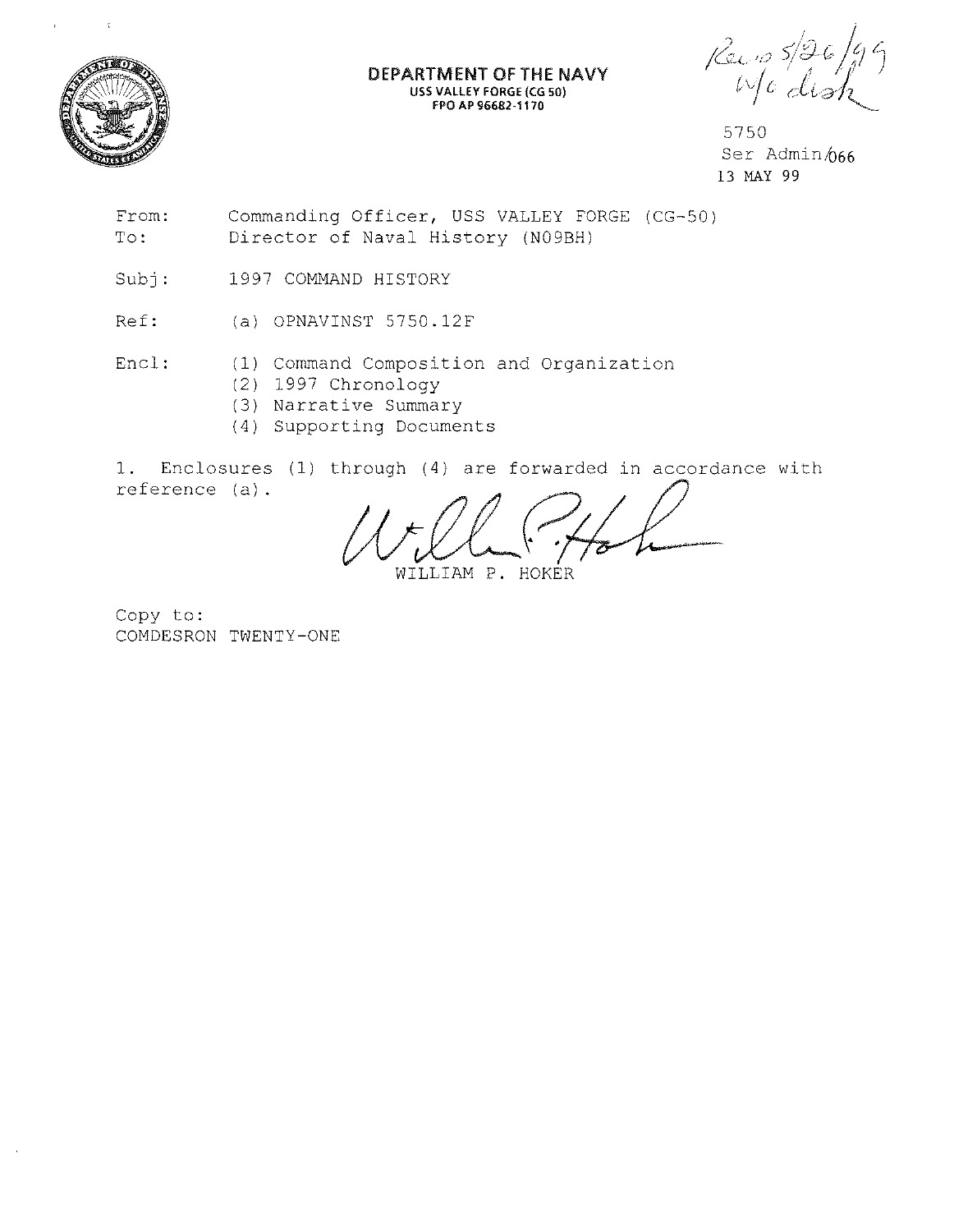**DEPARTMENT OF THE NAVY**
**USS VALLEY FORGE (CG 50)**
**FPO AP 96682-1170**

Rec'd 5/26/99
w/c disk

5750
Ser Admin/066
13 MAY 99

From: Commanding Officer, USS VALLEY FORGE (CG-50)
To: Director of Naval History (N09BH)

Subj: 1997 COMMAND HISTORY

Ref: (a) OPNAVINST 5750.12F

Encl: (1) Command Composition and Organization
(2) 1997 Chronology
(3) Narrative Summary
(4) Supporting Documents

1. Enclosures (1) through (4) are forwarded in accordance with reference (a).

WILLIAM P. HOKER

Copy to:
COMDESRON TWENTY-ONE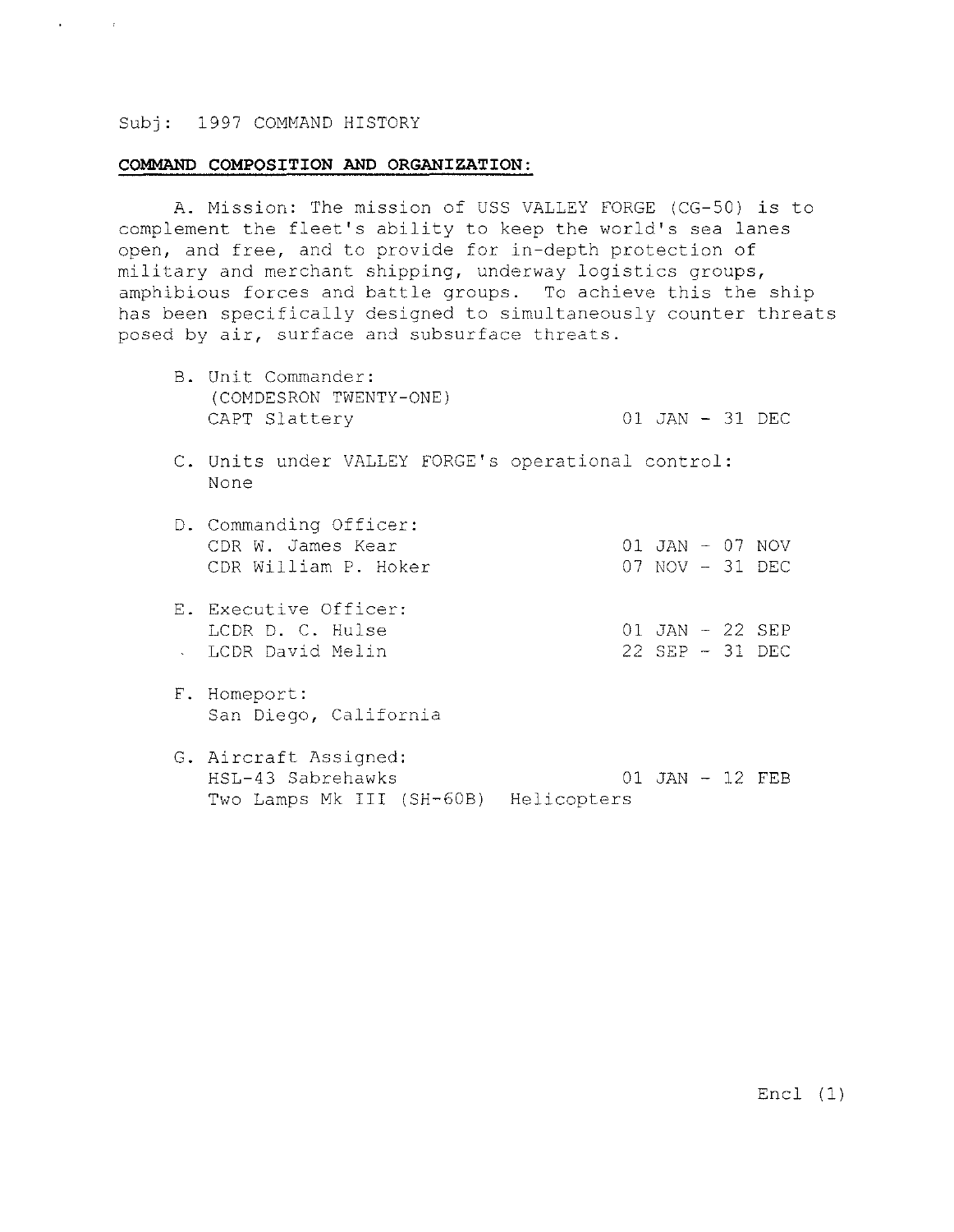Subj: 1997 COMMAND HISTORY

**COMMAND COMPOSITION AND ORGANIZATION:**

A. Mission: The mission of USS VALLEY FORGE (CG-50) is to complement the fleet's ability to keep the world's sea lanes open, and free, and to provide for in-depth protection of military and merchant shipping, underway logistics groups, amphibious forces and battle groups. To achieve this the ship has been specifically designed to simultaneously counter threats posed by air, surface and subsurface threats.

B. Unit Commander:
(COMDESRON TWENTY-ONE)
CAPT Slattery — 01 JAN - 31 DEC

C. Units under VALLEY FORGE's operational control:
None

D. Commanding Officer:
CDR W. James Kear — 01 JAN - 07 NOV
CDR William P. Hoker — 07 NOV - 31 DEC

E. Executive Officer:
LCDR D. C. Hulse — 01 JAN - 22 SEP
LCDR David Melin — 22 SEP - 31 DEC

F. Homeport:
San Diego, California

G. Aircraft Assigned:
HSL-43 Sabrehawks — 01 JAN - 12 FEB
Two Lamps Mk III (SH-60B) Helicopters

Encl (1)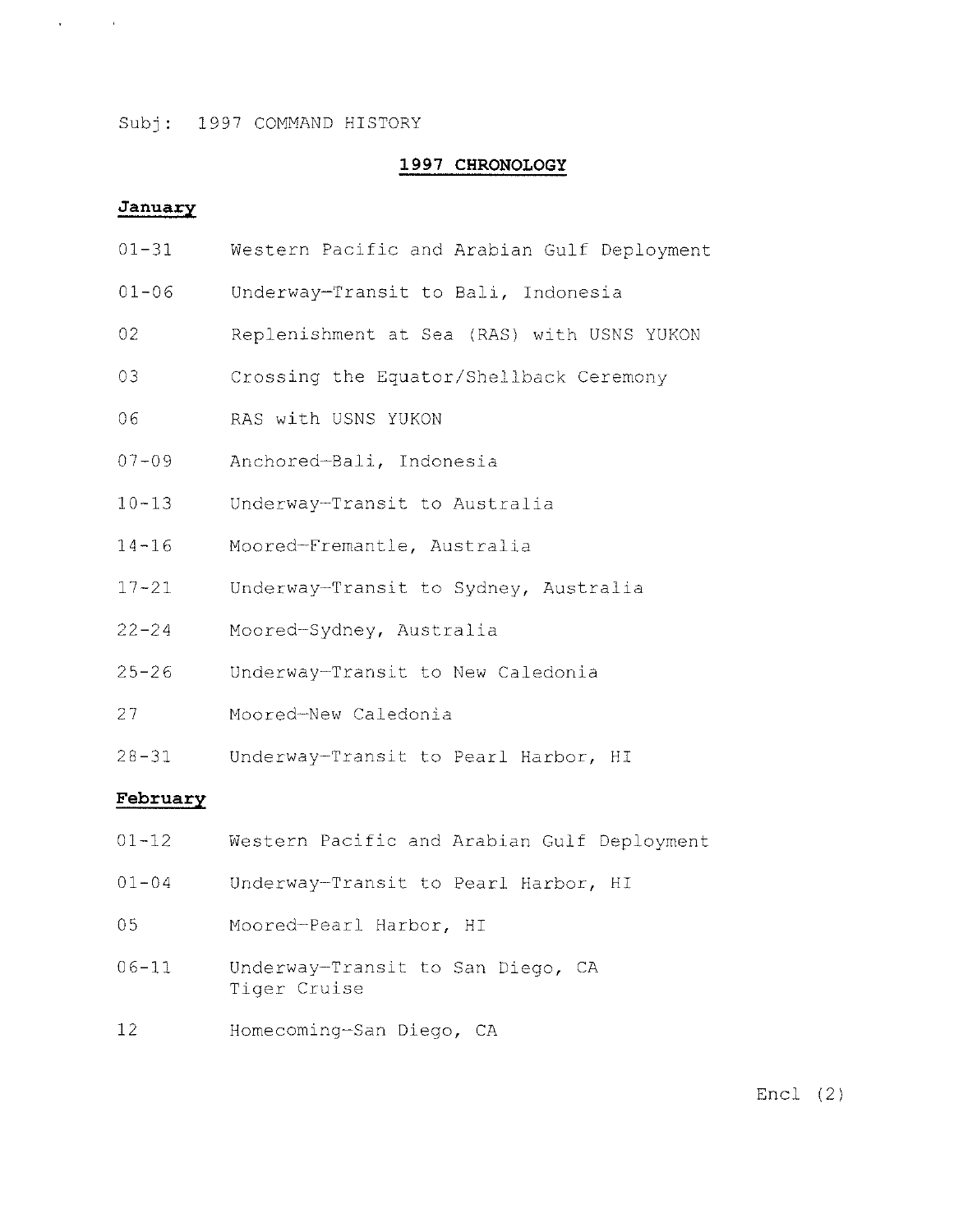Subj: 1997 COMMAND HISTORY

## 1997 CHRONOLOGY

### January

| | |
|---|---|
| 01-31 | Western Pacific and Arabian Gulf Deployment |
| 01-06 | Underway–Transit to Bali, Indonesia |
| 02 | Replenishment at Sea (RAS) with USNS YUKON |
| 03 | Crossing the Equator/Shellback Ceremony |
| 06 | RAS with USNS YUKON |
| 07-09 | Anchored–Bali, Indonesia |
| 10-13 | Underway–Transit to Australia |
| 14-16 | Moored–Fremantle, Australia |
| 17-21 | Underway–Transit to Sydney, Australia |
| 22-24 | Moored–Sydney, Australia |
| 25-26 | Underway–Transit to New Caledonia |
| 27 | Moored–New Caledonia |
| 28-31 | Underway–Transit to Pearl Harbor, HI |

### February

| | |
|---|---|
| 01-12 | Western Pacific and Arabian Gulf Deployment |
| 01-04 | Underway–Transit to Pearl Harbor, HI |
| 05 | Moored–Pearl Harbor, HI |
| 06-11 | Underway–Transit to San Diego, CA<br>Tiger Cruise |
| 12 | Homecoming–San Diego, CA |

Encl (2)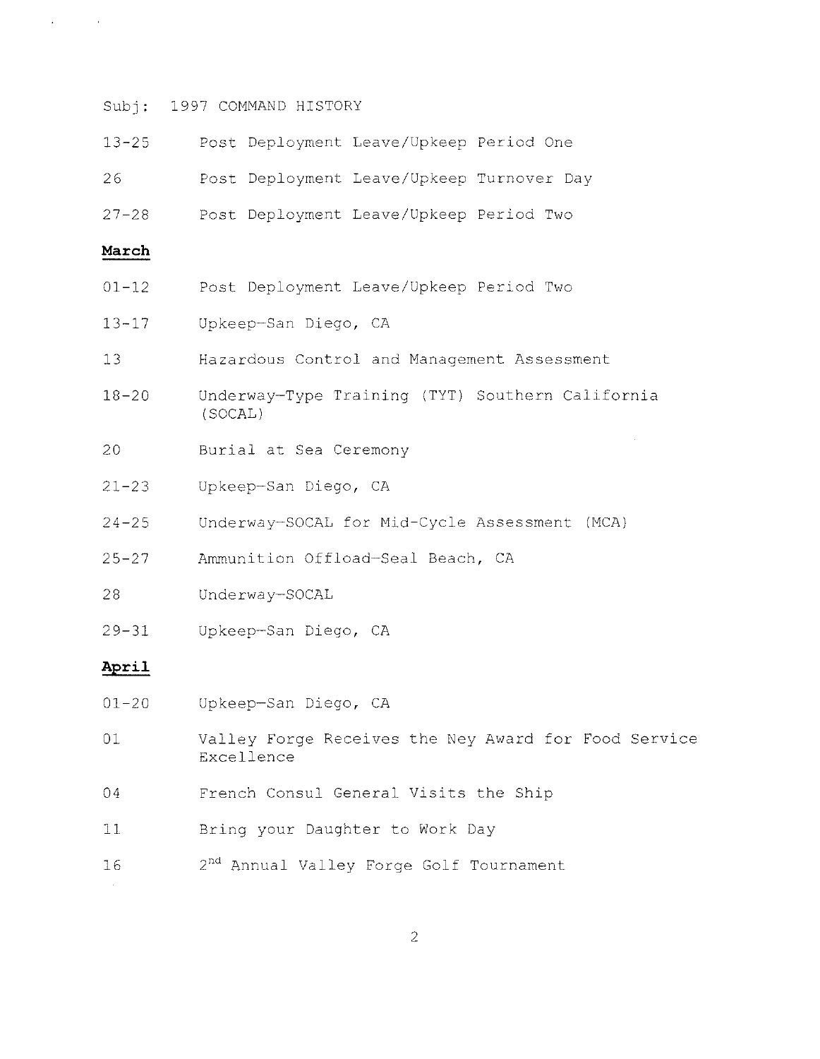Subj: 1997 COMMAND HISTORY

| | |
|---|---|
| 13-25 | Post Deployment Leave/Upkeep Period One |
| 26 | Post Deployment Leave/Upkeep Turnover Day |
| 27-28 | Post Deployment Leave/Upkeep Period Two |

**March**

| | |
|---|---|
| 01-12 | Post Deployment Leave/Upkeep Period Two |
| 13-17 | Upkeep—San Diego, CA |
| 13 | Hazardous Control and Management Assessment |
| 18-20 | Underway—Type Training (TYT) Southern California (SOCAL) |
| 20 | Burial at Sea Ceremony |
| 21-23 | Upkeep—San Diego, CA |
| 24-25 | Underway—SOCAL for Mid-Cycle Assessment (MCA) |
| 25-27 | Ammunition Offload—Seal Beach, CA |
| 28 | Underway—SOCAL |
| 29-31 | Upkeep—San Diego, CA |

**April**

| | |
|---|---|
| 01-20 | Upkeep—San Diego, CA |
| 01 | Valley Forge Receives the Ney Award for Food Service Excellence |
| 04 | French Consul General Visits the Ship |
| 11 | Bring your Daughter to Work Day |
| 16 | 2nd Annual Valley Forge Golf Tournament |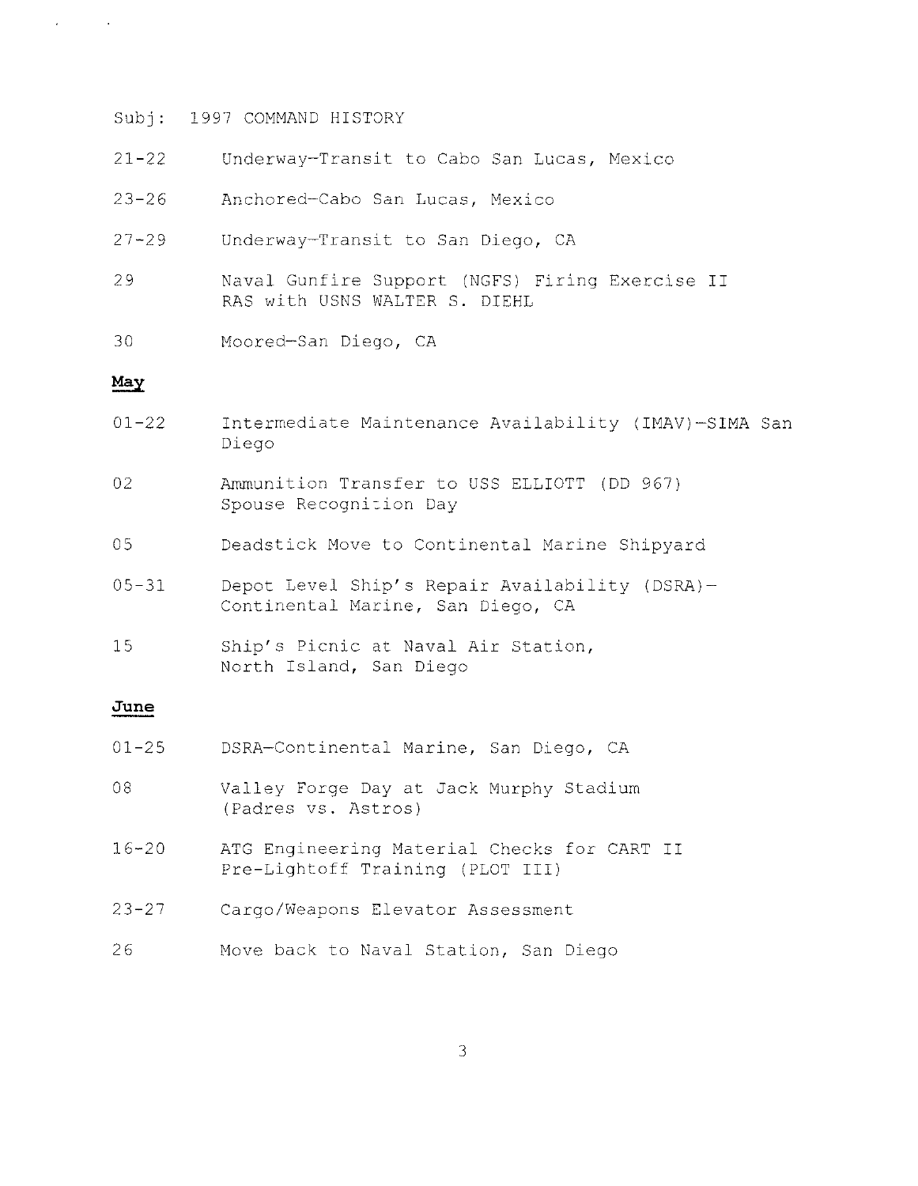Subj: 1997 COMMAND HISTORY

| | |
|---|---|
| 21-22 | Underway-Transit to Cabo San Lucas, Mexico |
| 23-26 | Anchored-Cabo San Lucas, Mexico |
| 27-29 | Underway-Transit to San Diego, CA |
| 29 | Naval Gunfire Support (NGFS) Firing Exercise II<br>RAS with USNS WALTER S. DIEHL |
| 30 | Moored-San Diego, CA |

**May**

| | |
|---|---|
| 01-22 | Intermediate Maintenance Availability (IMAV)-SIMA San Diego |
| 02 | Ammunition Transfer to USS ELLIOTT (DD 967)<br>Spouse Recognition Day |
| 05 | Deadstick Move to Continental Marine Shipyard |
| 05-31 | Depot Level Ship's Repair Availability (DSRA)-Continental Marine, San Diego, CA |
| 15 | Ship's Picnic at Naval Air Station, North Island, San Diego |

**June**

| | |
|---|---|
| 01-25 | DSRA-Continental Marine, San Diego, CA |
| 08 | Valley Forge Day at Jack Murphy Stadium (Padres vs. Astros) |
| 16-20 | ATG Engineering Material Checks for CART II Pre-Lightoff Training (PLOT III) |
| 23-27 | Cargo/Weapons Elevator Assessment |
| 26 | Move back to Naval Station, San Diego |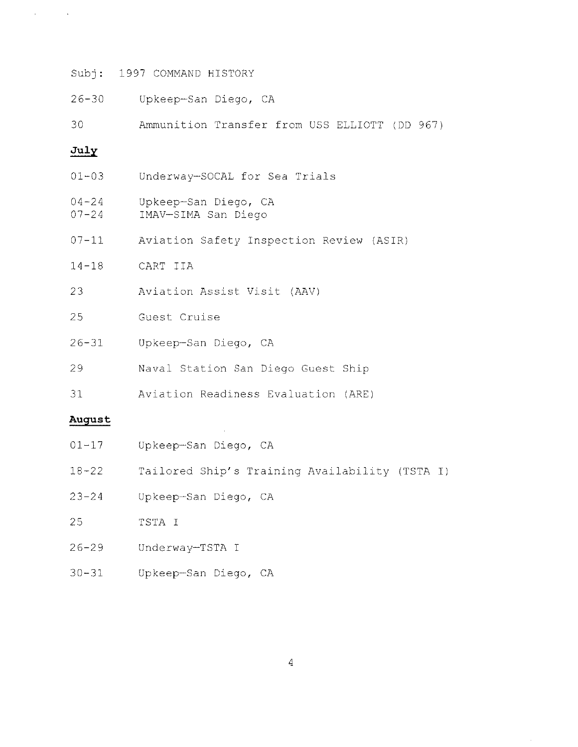Subj: 1997 COMMAND HISTORY

26-30 Upkeep—San Diego, CA

30 Ammunition Transfer from USS ELLIOTT (DD 967)

**July**

01-03 Underway—SOCAL for Sea Trials

04-24 Upkeep—San Diego, CA
07-24 IMAV—SIMA San Diego

07-11 Aviation Safety Inspection Review (ASIR)

14-18 CART IIA

23 Aviation Assist Visit (AAV)

25 Guest Cruise

26-31 Upkeep—San Diego, CA

29 Naval Station San Diego Guest Ship

31 Aviation Readiness Evaluation (ARE)

**August**

01-17 Upkeep—San Diego, CA

18-22 Tailored Ship's Training Availability (TSTA I)

23-24 Upkeep—San Diego, CA

25 TSTA I

26-29 Underway—TSTA I

30-31 Upkeep—San Diego, CA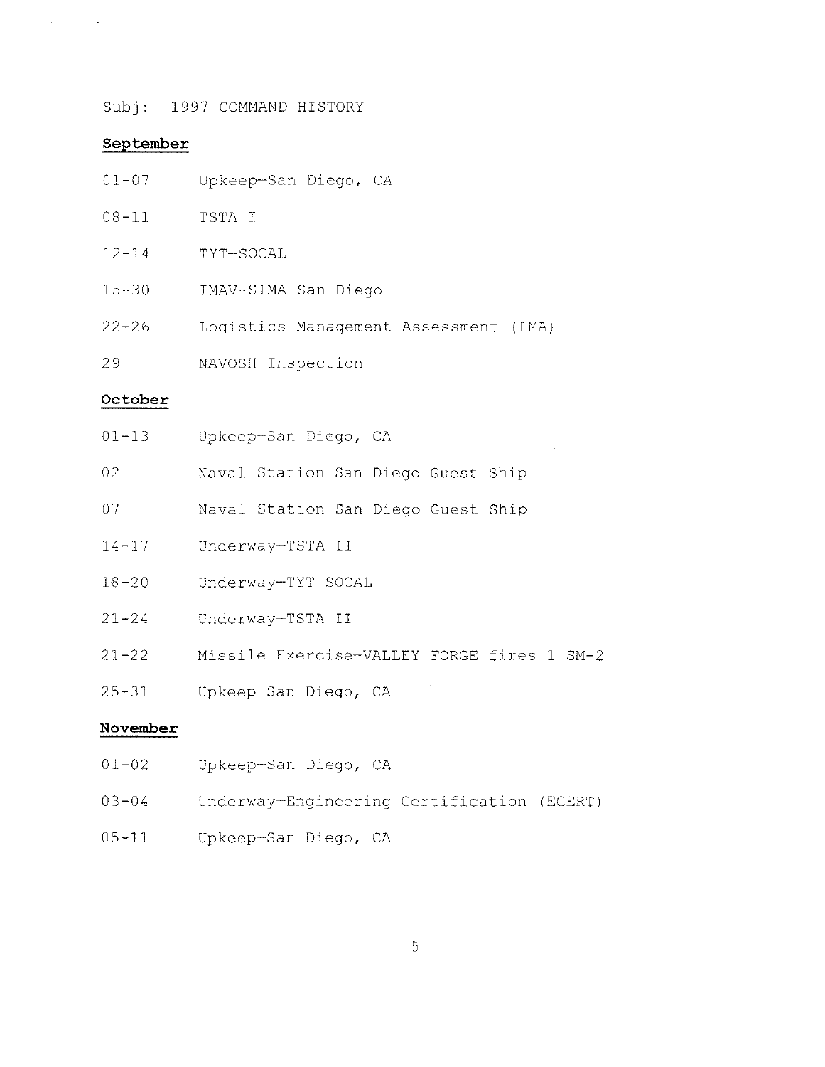Subj: 1997 COMMAND HISTORY

**September**

01-07 Upkeep–San Diego, CA

08-11 TSTA I

12-14 TYT–SOCAL

15-30 IMAV–SIMA San Diego

22-26 Logistics Management Assessment (LMA)

29 NAVOSH Inspection

**October**

01-13 Upkeep–San Diego, CA

02 Naval Station San Diego Guest Ship

07 Naval Station San Diego Guest Ship

14-17 Underway–TSTA II

18-20 Underway–TYT SOCAL

21-24 Underway–TSTA II

21-22 Missile Exercise–VALLEY FORGE fires 1 SM-2

25-31 Upkeep–San Diego, CA

**November**

01-02 Upkeep–San Diego, CA

03-04 Underway–Engineering Certification (ECERT)

05-11 Upkeep–San Diego, CA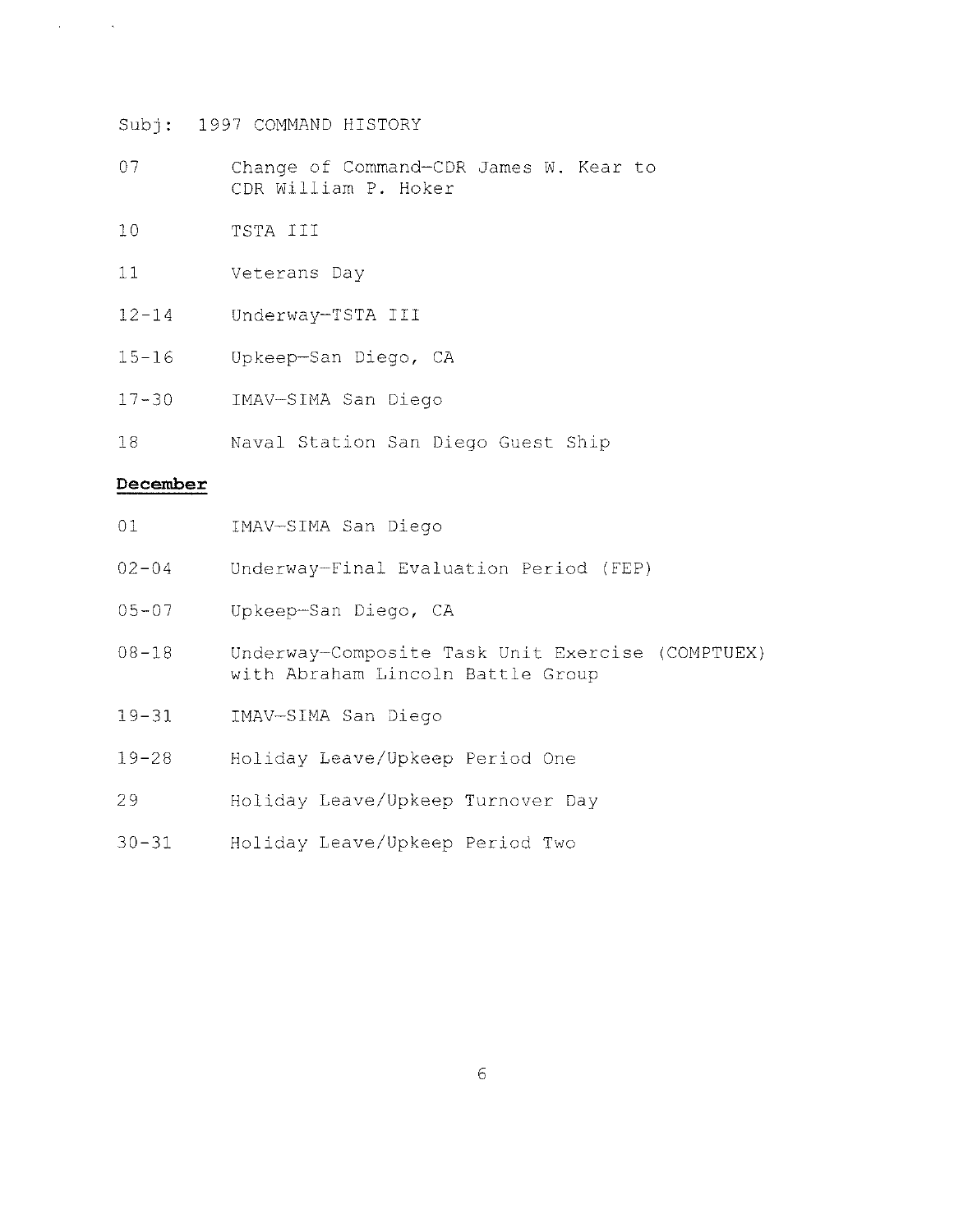Subj: 1997 COMMAND HISTORY

| | |
|---|---|
| 07 | Change of Command–CDR James W. Kear to CDR William P. Hoker |
| 10 | TSTA III |
| 11 | Veterans Day |
| 12-14 | Underway–TSTA III |
| 15-16 | Upkeep–San Diego, CA |
| 17-30 | IMAV–SIMA San Diego |
| 18 | Naval Station San Diego Guest Ship |

**December**

| | |
|---|---|
| 01 | IMAV–SIMA San Diego |
| 02-04 | Underway–Final Evaluation Period (FEP) |
| 05-07 | Upkeep–San Diego, CA |
| 08-18 | Underway–Composite Task Unit Exercise (COMPTUEX) with Abraham Lincoln Battle Group |
| 19-31 | IMAV–SIMA San Diego |
| 19-28 | Holiday Leave/Upkeep Period One |
| 29 | Holiday Leave/Upkeep Turnover Day |
| 30-31 | Holiday Leave/Upkeep Period Two |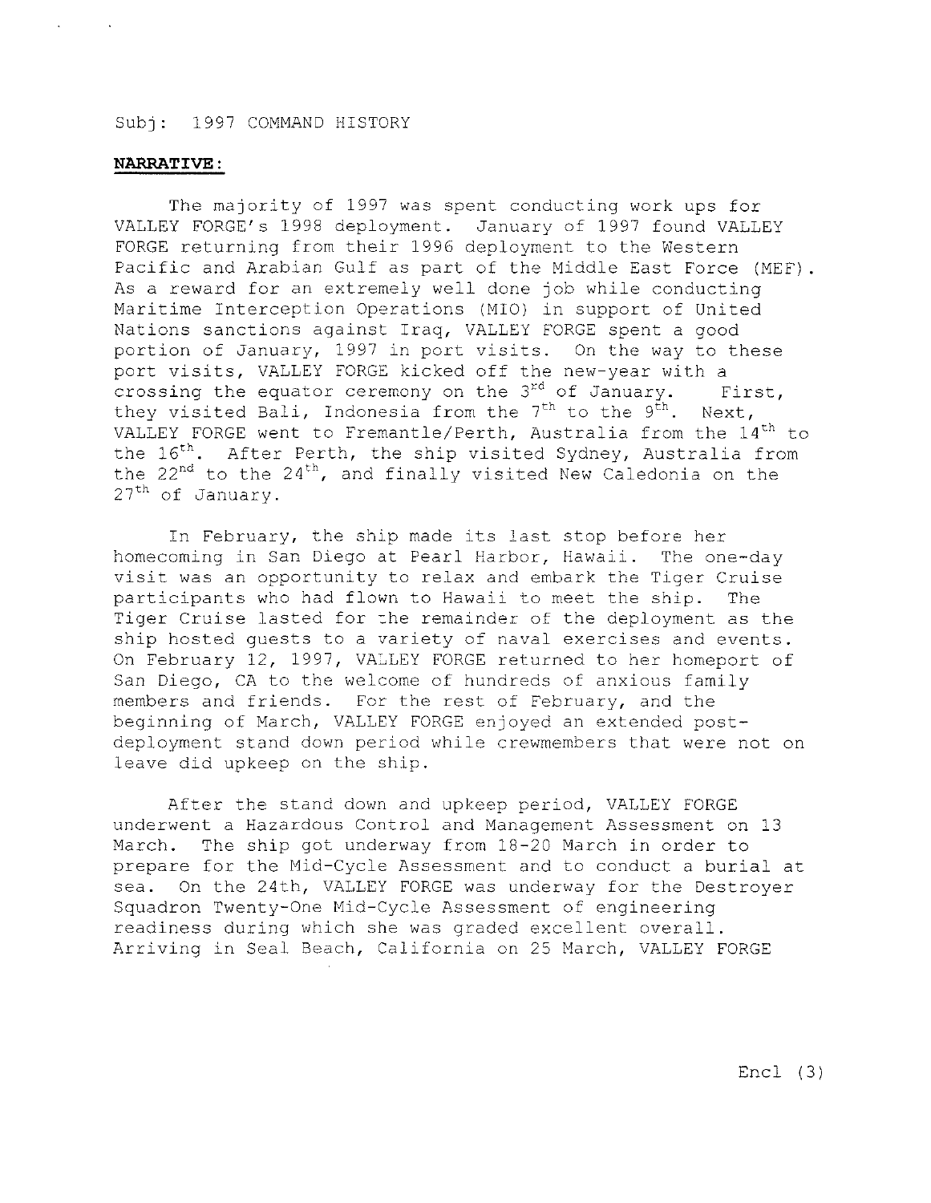Subj: 1997 COMMAND HISTORY

**NARRATIVE:**

The majority of 1997 was spent conducting work ups for VALLEY FORGE's 1998 deployment. January of 1997 found VALLEY FORGE returning from their 1996 deployment to the Western Pacific and Arabian Gulf as part of the Middle East Force (MEF). As a reward for an extremely well done job while conducting Maritime Interception Operations (MIO) in support of United Nations sanctions against Iraq, VALLEY FORGE spent a good portion of January, 1997 in port visits. On the way to these port visits, VALLEY FORGE kicked off the new-year with a crossing the equator ceremony on the 3rd of January. First, they visited Bali, Indonesia from the 7th to the 9th. Next, VALLEY FORGE went to Fremantle/Perth, Australia from the 14th to the 16th. After Perth, the ship visited Sydney, Australia from the 22nd to the 24th, and finally visited New Caledonia on the 27th of January.

In February, the ship made its last stop before her homecoming in San Diego at Pearl Harbor, Hawaii. The one-day visit was an opportunity to relax and embark the Tiger Cruise participants who had flown to Hawaii to meet the ship. The Tiger Cruise lasted for the remainder of the deployment as the ship hosted guests to a variety of naval exercises and events. On February 12, 1997, VALLEY FORGE returned to her homeport of San Diego, CA to the welcome of hundreds of anxious family members and friends. For the rest of February, and the beginning of March, VALLEY FORGE enjoyed an extended post-deployment stand down period while crewmembers that were not on leave did upkeep on the ship.

After the stand down and upkeep period, VALLEY FORGE underwent a Hazardous Control and Management Assessment on 13 March. The ship got underway from 18-20 March in order to prepare for the Mid-Cycle Assessment and to conduct a burial at sea. On the 24th, VALLEY FORGE was underway for the Destroyer Squadron Twenty-One Mid-Cycle Assessment of engineering readiness during which she was graded excellent overall. Arriving in Seal Beach, California on 25 March, VALLEY FORGE

Encl (3)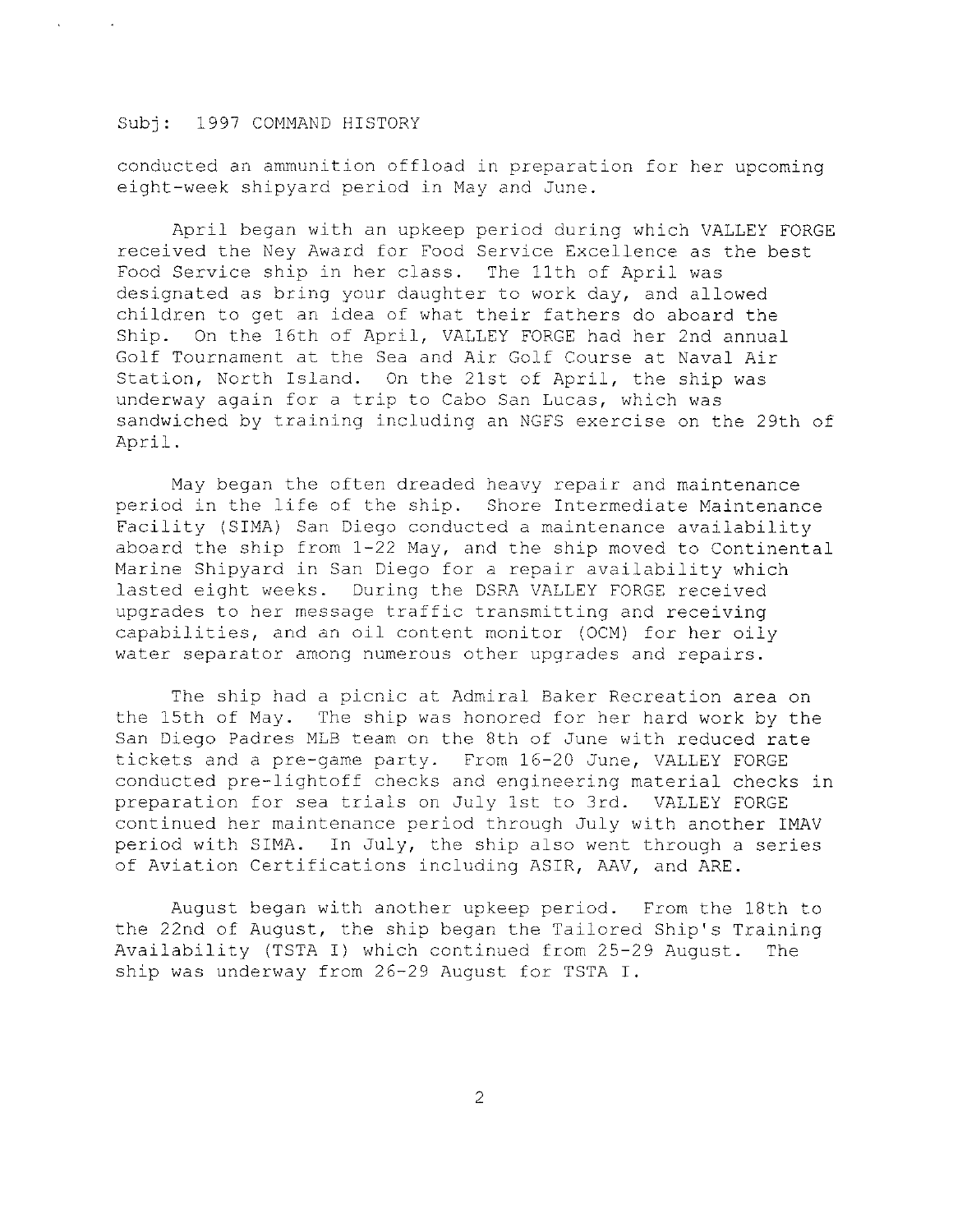Subj: 1997 COMMAND HISTORY

conducted an ammunition offload in preparation for her upcoming eight-week shipyard period in May and June.

April began with an upkeep period during which VALLEY FORGE received the Ney Award for Food Service Excellence as the best Food Service ship in her class. The 11th of April was designated as bring your daughter to work day, and allowed children to get an idea of what their fathers do aboard the Ship. On the 16th of April, VALLEY FORGE had her 2nd annual Golf Tournament at the Sea and Air Golf Course at Naval Air Station, North Island. On the 21st of April, the ship was underway again for a trip to Cabo San Lucas, which was sandwiched by training including an NGFS exercise on the 29th of April.

May began the often dreaded heavy repair and maintenance period in the life of the ship. Shore Intermediate Maintenance Facility (SIMA) San Diego conducted a maintenance availability aboard the ship from 1-22 May, and the ship moved to Continental Marine Shipyard in San Diego for a repair availability which lasted eight weeks. During the DSRA VALLEY FORGE received upgrades to her message traffic transmitting and receiving capabilities, and an oil content monitor (OCM) for her oily water separator among numerous other upgrades and repairs.

The ship had a picnic at Admiral Baker Recreation area on the 15th of May. The ship was honored for her hard work by the San Diego Padres MLB team on the 8th of June with reduced rate tickets and a pre-game party. From 16-20 June, VALLEY FORGE conducted pre-lightoff checks and engineering material checks in preparation for sea trials on July 1st to 3rd. VALLEY FORGE continued her maintenance period through July with another IMAV period with SIMA. In July, the ship also went through a series of Aviation Certifications including ASIR, AAV, and ARE.

August began with another upkeep period. From the 18th to the 22nd of August, the ship began the Tailored Ship's Training Availability (TSTA I) which continued from 25-29 August. The ship was underway from 26-29 August for TSTA I.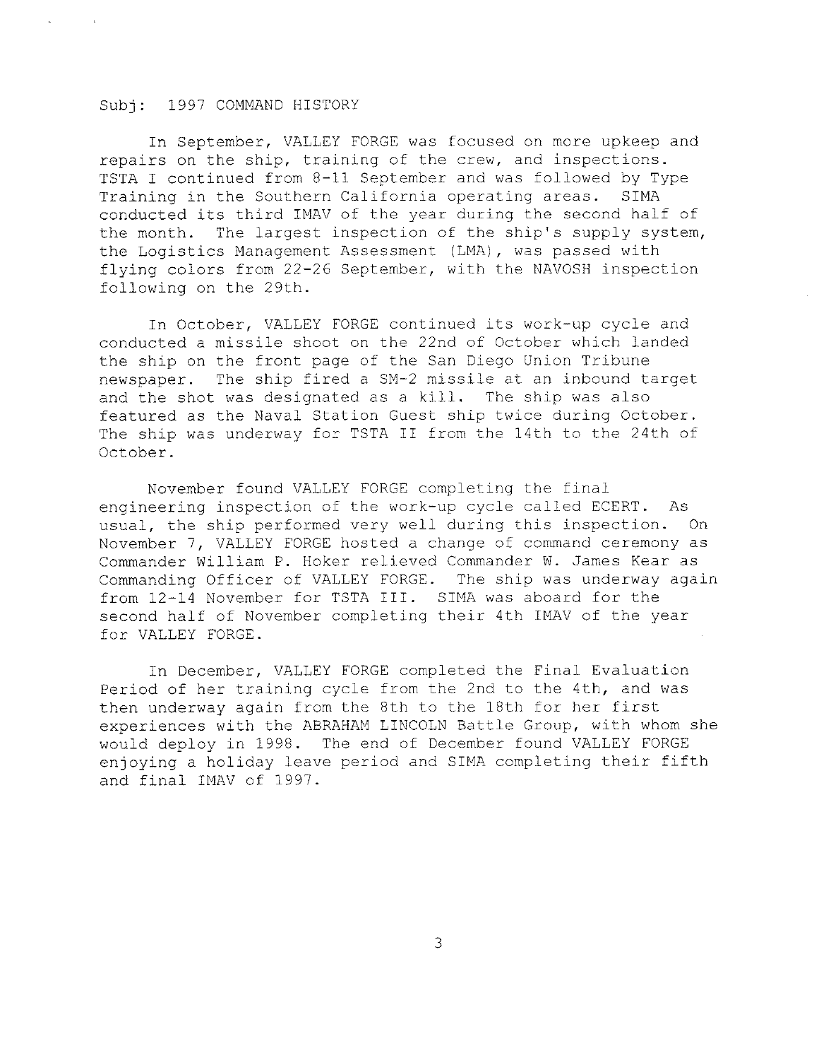Subj: 1997 COMMAND HISTORY

In September, VALLEY FORGE was focused on more upkeep and repairs on the ship, training of the crew, and inspections. TSTA I continued from 8-11 September and was followed by Type Training in the Southern California operating areas. SIMA conducted its third IMAV of the year during the second half of the month. The largest inspection of the ship's supply system, the Logistics Management Assessment (LMA), was passed with flying colors from 22-26 September, with the NAVOSH inspection following on the 29th.

In October, VALLEY FORGE continued its work-up cycle and conducted a missile shoot on the 22nd of October which landed the ship on the front page of the San Diego Union Tribune newspaper. The ship fired a SM-2 missile at an inbound target and the shot was designated as a kill. The ship was also featured as the Naval Station Guest ship twice during October. The ship was underway for TSTA II from the 14th to the 24th of October.

November found VALLEY FORGE completing the final engineering inspection of the work-up cycle called ECERT. As usual, the ship performed very well during this inspection. On November 7, VALLEY FORGE hosted a change of command ceremony as Commander William P. Hoker relieved Commander W. James Kear as Commanding Officer of VALLEY FORGE. The ship was underway again from 12-14 November for TSTA III. SIMA was aboard for the second half of November completing their 4th IMAV of the year for VALLEY FORGE.

In December, VALLEY FORGE completed the Final Evaluation Period of her training cycle from the 2nd to the 4th, and was then underway again from the 8th to the 18th for her first experiences with the ABRAHAM LINCOLN Battle Group, with whom she would deploy in 1998. The end of December found VALLEY FORGE enjoying a holiday leave period and SIMA completing their fifth and final IMAV of 1997.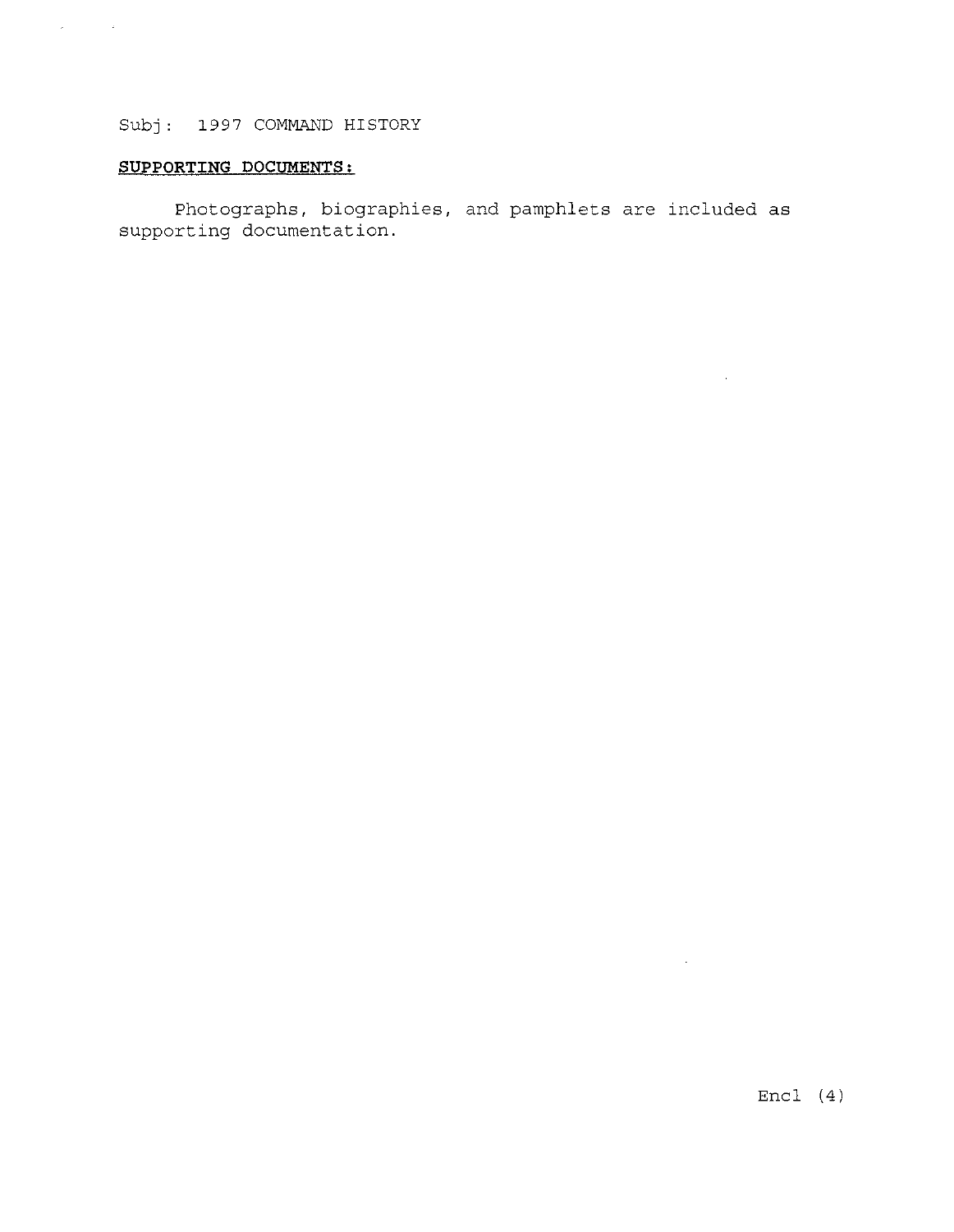Subj: 1997 COMMAND HISTORY

**SUPPORTING DOCUMENTS:**

Photographs, biographies, and pamphlets are included as supporting documentation.

Encl (4)